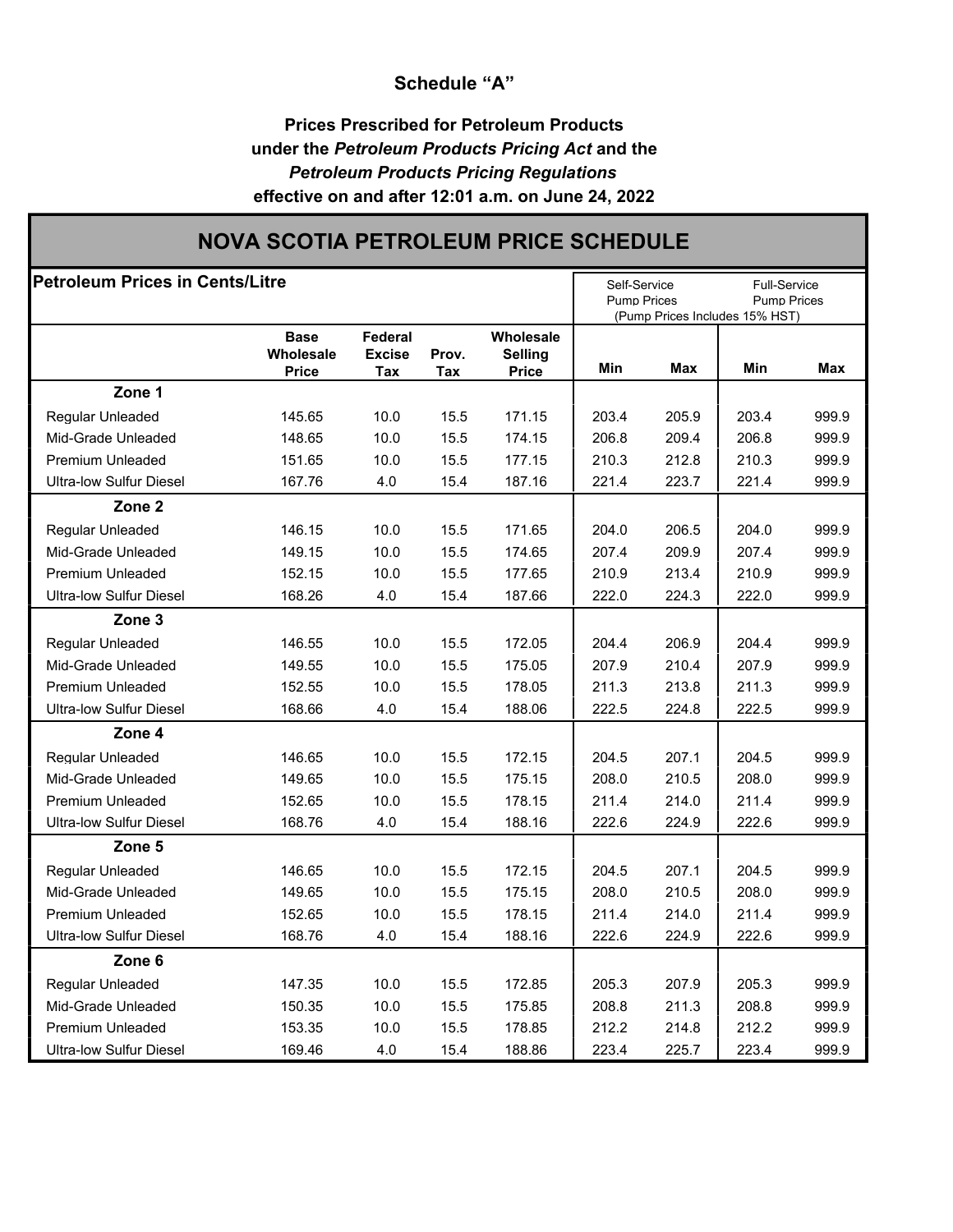## Schedule "A"

**Prices Prescribed for Petroleum Products under the *Petroleum Products Pricing Act* and the *Petroleum Products Pricing Regulations* effective on and after 12:01 a.m. on June 24, 2022**

# NOVA SCOTIA PETROLEUM PRICE SCHEDULE

**Petroleum Prices in Cents/Litre**

| | | | | | Self-Service Pump Prices (Pump Prices Includes 15% HST) | | Full-Service Pump Prices | |
|---|---|---|---|---|---|---|---|---|
| | **Base Wholesale Price** | **Federal Excise Tax** | **Prov. Tax** | **Wholesale Selling Price** | **Min** | **Max** | **Min** | **Max** |
| **Zone 1** | | | | | | | | |
| Regular Unleaded | 145.65 | 10.0 | 15.5 | 171.15 | 203.4 | 205.9 | 203.4 | 999.9 |
| Mid-Grade Unleaded | 148.65 | 10.0 | 15.5 | 174.15 | 206.8 | 209.4 | 206.8 | 999.9 |
| Premium Unleaded | 151.65 | 10.0 | 15.5 | 177.15 | 210.3 | 212.8 | 210.3 | 999.9 |
| Ultra-low Sulfur Diesel | 167.76 | 4.0 | 15.4 | 187.16 | 221.4 | 223.7 | 221.4 | 999.9 |
| **Zone 2** | | | | | | | | |
| Regular Unleaded | 146.15 | 10.0 | 15.5 | 171.65 | 204.0 | 206.5 | 204.0 | 999.9 |
| Mid-Grade Unleaded | 149.15 | 10.0 | 15.5 | 174.65 | 207.4 | 209.9 | 207.4 | 999.9 |
| Premium Unleaded | 152.15 | 10.0 | 15.5 | 177.65 | 210.9 | 213.4 | 210.9 | 999.9 |
| Ultra-low Sulfur Diesel | 168.26 | 4.0 | 15.4 | 187.66 | 222.0 | 224.3 | 222.0 | 999.9 |
| **Zone 3** | | | | | | | | |
| Regular Unleaded | 146.55 | 10.0 | 15.5 | 172.05 | 204.4 | 206.9 | 204.4 | 999.9 |
| Mid-Grade Unleaded | 149.55 | 10.0 | 15.5 | 175.05 | 207.9 | 210.4 | 207.9 | 999.9 |
| Premium Unleaded | 152.55 | 10.0 | 15.5 | 178.05 | 211.3 | 213.8 | 211.3 | 999.9 |
| Ultra-low Sulfur Diesel | 168.66 | 4.0 | 15.4 | 188.06 | 222.5 | 224.8 | 222.5 | 999.9 |
| **Zone 4** | | | | | | | | |
| Regular Unleaded | 146.65 | 10.0 | 15.5 | 172.15 | 204.5 | 207.1 | 204.5 | 999.9 |
| Mid-Grade Unleaded | 149.65 | 10.0 | 15.5 | 175.15 | 208.0 | 210.5 | 208.0 | 999.9 |
| Premium Unleaded | 152.65 | 10.0 | 15.5 | 178.15 | 211.4 | 214.0 | 211.4 | 999.9 |
| Ultra-low Sulfur Diesel | 168.76 | 4.0 | 15.4 | 188.16 | 222.6 | 224.9 | 222.6 | 999.9 |
| **Zone 5** | | | | | | | | |
| Regular Unleaded | 146.65 | 10.0 | 15.5 | 172.15 | 204.5 | 207.1 | 204.5 | 999.9 |
| Mid-Grade Unleaded | 149.65 | 10.0 | 15.5 | 175.15 | 208.0 | 210.5 | 208.0 | 999.9 |
| Premium Unleaded | 152.65 | 10.0 | 15.5 | 178.15 | 211.4 | 214.0 | 211.4 | 999.9 |
| Ultra-low Sulfur Diesel | 168.76 | 4.0 | 15.4 | 188.16 | 222.6 | 224.9 | 222.6 | 999.9 |
| **Zone 6** | | | | | | | | |
| Regular Unleaded | 147.35 | 10.0 | 15.5 | 172.85 | 205.3 | 207.9 | 205.3 | 999.9 |
| Mid-Grade Unleaded | 150.35 | 10.0 | 15.5 | 175.85 | 208.8 | 211.3 | 208.8 | 999.9 |
| Premium Unleaded | 153.35 | 10.0 | 15.5 | 178.85 | 212.2 | 214.8 | 212.2 | 999.9 |
| Ultra-low Sulfur Diesel | 169.46 | 4.0 | 15.4 | 188.86 | 223.4 | 225.7 | 223.4 | 999.9 |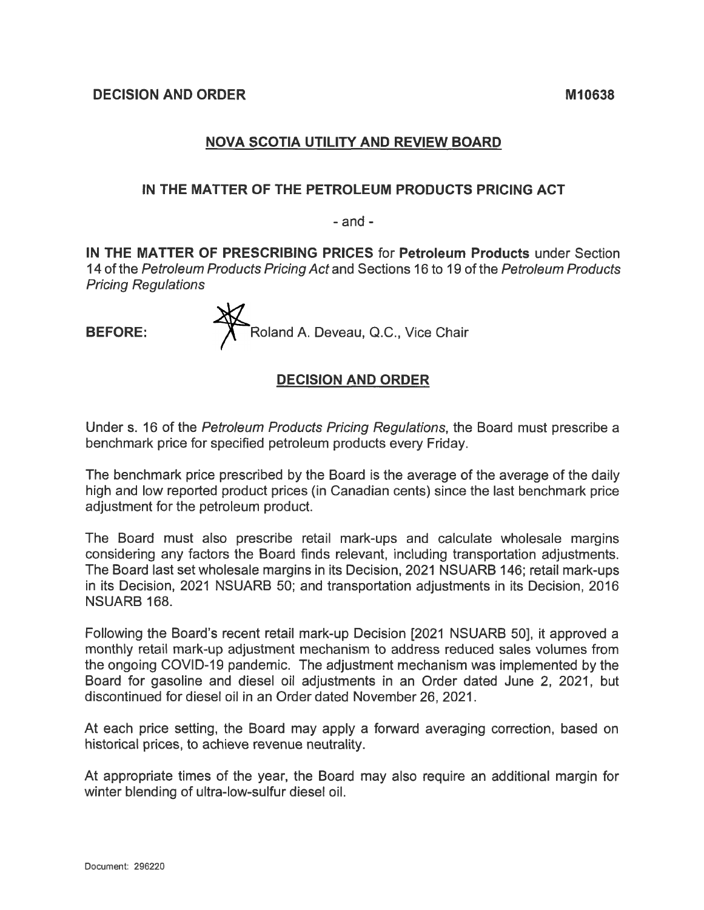**DECISION AND ORDER** **M10638**

**NOVA SCOTIA UTILITY AND REVIEW BOARD**

**IN THE MATTER OF THE PETROLEUM PRODUCTS PRICING ACT**

\- and -

**IN THE MATTER OF PRESCRIBING PRICES** for **Petroleum Products** under Section 14 of the *Petroleum Products Pricing Act* and Sections 16 to 19 of the *Petroleum Products Pricing Regulations*

**BEFORE:** Roland A. Deveau, Q.C., Vice Chair

**DECISION AND ORDER**

Under s. 16 of the *Petroleum Products Pricing Regulations*, the Board must prescribe a benchmark price for specified petroleum products every Friday.

The benchmark price prescribed by the Board is the average of the average of the daily high and low reported product prices (in Canadian cents) since the last benchmark price adjustment for the petroleum product.

The Board must also prescribe retail mark-ups and calculate wholesale margins considering any factors the Board finds relevant, including transportation adjustments. The Board last set wholesale margins in its Decision, 2021 NSUARB 146; retail mark-ups in its Decision, 2021 NSUARB 50; and transportation adjustments in its Decision, 2016 NSUARB 168.

Following the Board's recent retail mark-up Decision [2021 NSUARB 50], it approved a monthly retail mark-up adjustment mechanism to address reduced sales volumes from the ongoing COVID-19 pandemic. The adjustment mechanism was implemented by the Board for gasoline and diesel oil adjustments in an Order dated June 2, 2021, but discontinued for diesel oil in an Order dated November 26, 2021.

At each price setting, the Board may apply a forward averaging correction, based on historical prices, to achieve revenue neutrality.

At appropriate times of the year, the Board may also require an additional margin for winter blending of ultra-low-sulfur diesel oil.

Document: 296220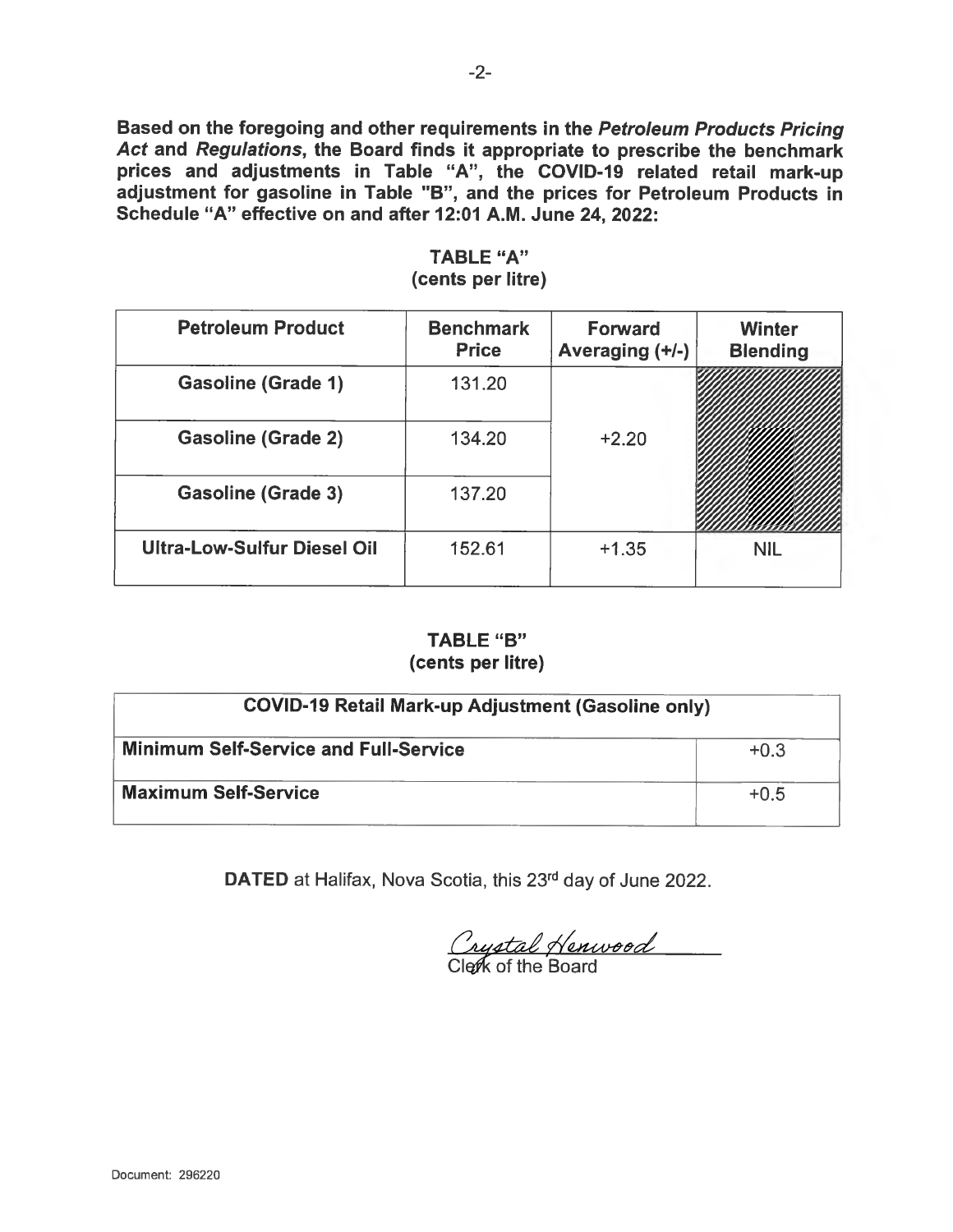**Based on the foregoing and other requirements in the *Petroleum Products Pricing Act* and *Regulations*, the Board finds it appropriate to prescribe the benchmark prices and adjustments in Table "A", the COVID-19 related retail mark-up adjustment for gasoline in Table "B", and the prices for Petroleum Products in Schedule "A" effective on and after 12:01 A.M. June 24, 2022:**

**TABLE "A"**
**(cents per litre)**

| Petroleum Product | Benchmark Price | Forward Averaging (+/-) | Winter Blending |
|---|---|---|---|
| Gasoline (Grade 1) | 131.20 | +2.20 | |
| Gasoline (Grade 2) | 134.20 | | |
| Gasoline (Grade 3) | 137.20 | | |
| Ultra-Low-Sulfur Diesel Oil | 152.61 | +1.35 | NIL |

**TABLE "B"**
**(cents per litre)**

| COVID-19 Retail Mark-up Adjustment (Gasoline only) | |
|---|---|
| **Minimum Self-Service and Full-Service** | +0.3 |
| **Maximum Self-Service** | +0.5 |

**DATED** at Halifax, Nova Scotia, this 23rd day of June 2022.

Crystal Henwood
Clerk of the Board

Document: 296220